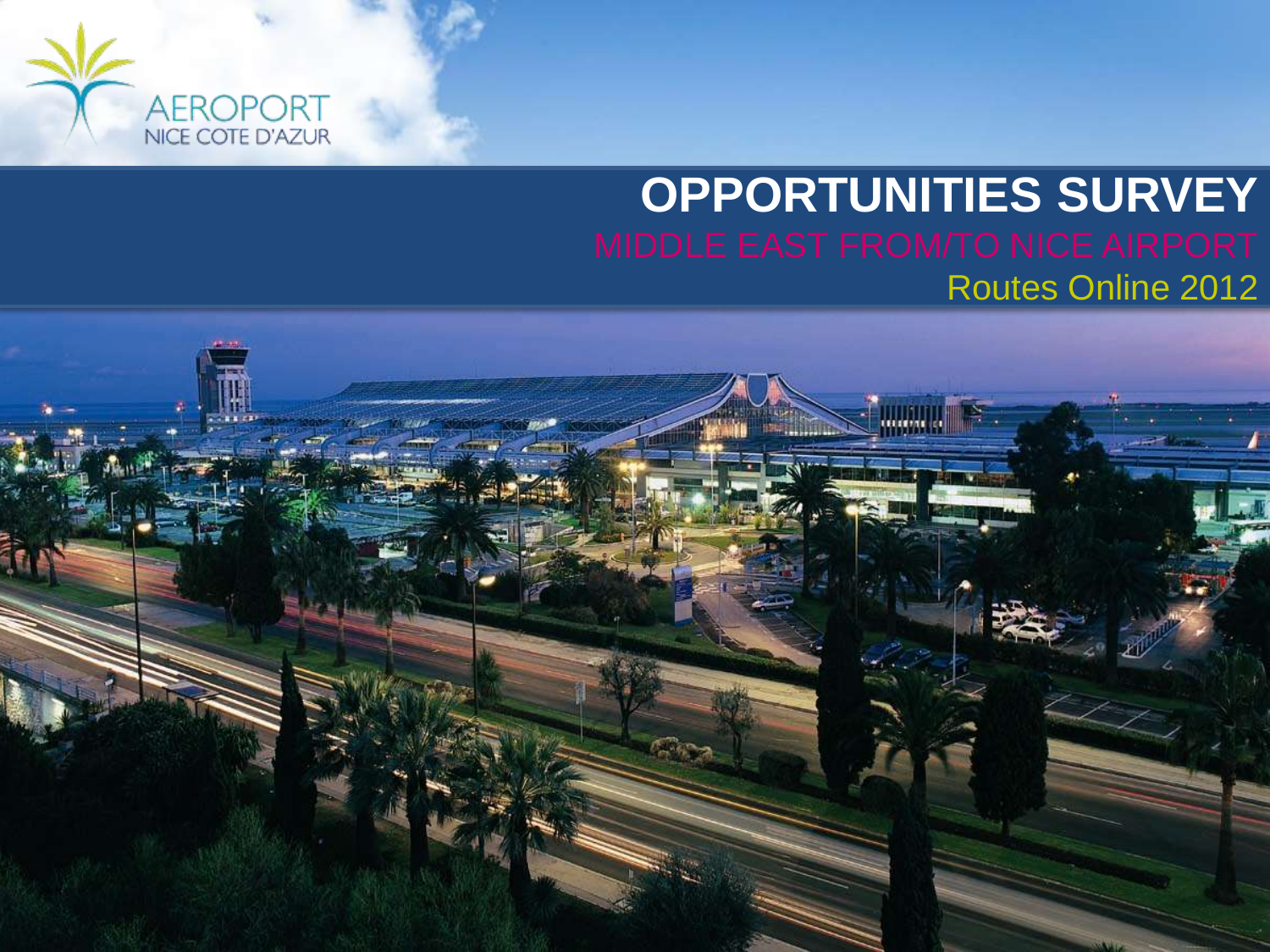AEROPORT
NICE COTE D'AZUR

# OPPORTUNITIES SURVEY

## MIDDLE EAST FROM/TO NICE AIRPORT

Routes Online 2012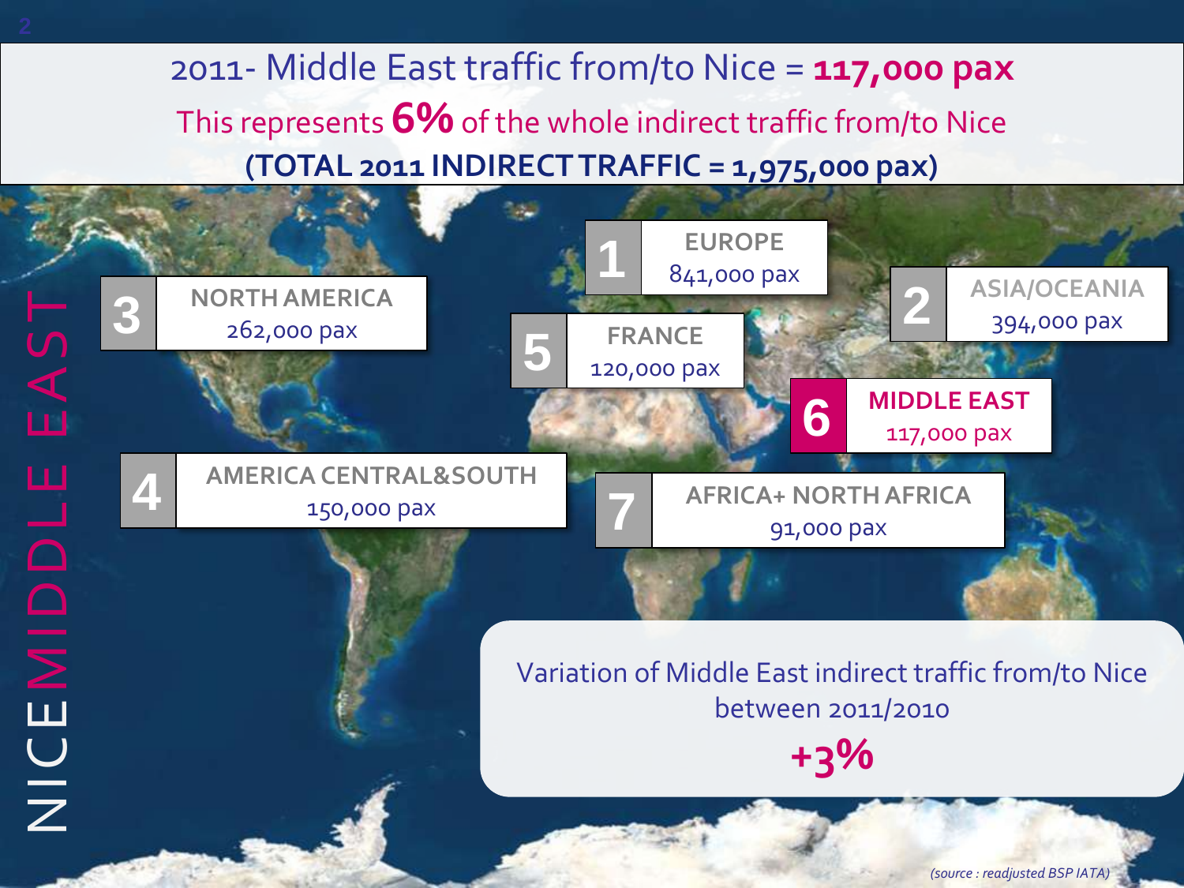# 2011- Middle East traffic from/to Nice = **117,000 pax**

This represents **6%** of the whole indirect traffic from/to Nice

**(TOTAL 2011 INDIRECT TRAFFIC = 1,975,000 pax)**

| Rank | Region | Traffic |
|---|---|---|
| 1 | EUROPE | 841,000 pax |
| 2 | ASIA/OCEANIA | 394,000 pax |
| 3 | NORTH AMERICA | 262,000 pax |
| 4 | AMERICA CENTRAL&SOUTH | 150,000 pax |
| 5 | FRANCE | 120,000 pax |
| 6 | **MIDDLE EAST** | 117,000 pax |
| 7 | AFRICA+ NORTH AFRICA | 91,000 pax |

Variation of Middle East indirect traffic from/to Nice between 2011/2010

**+3%**

*(source : readjusted BSP IATA)*

NICE MIDDLE EAST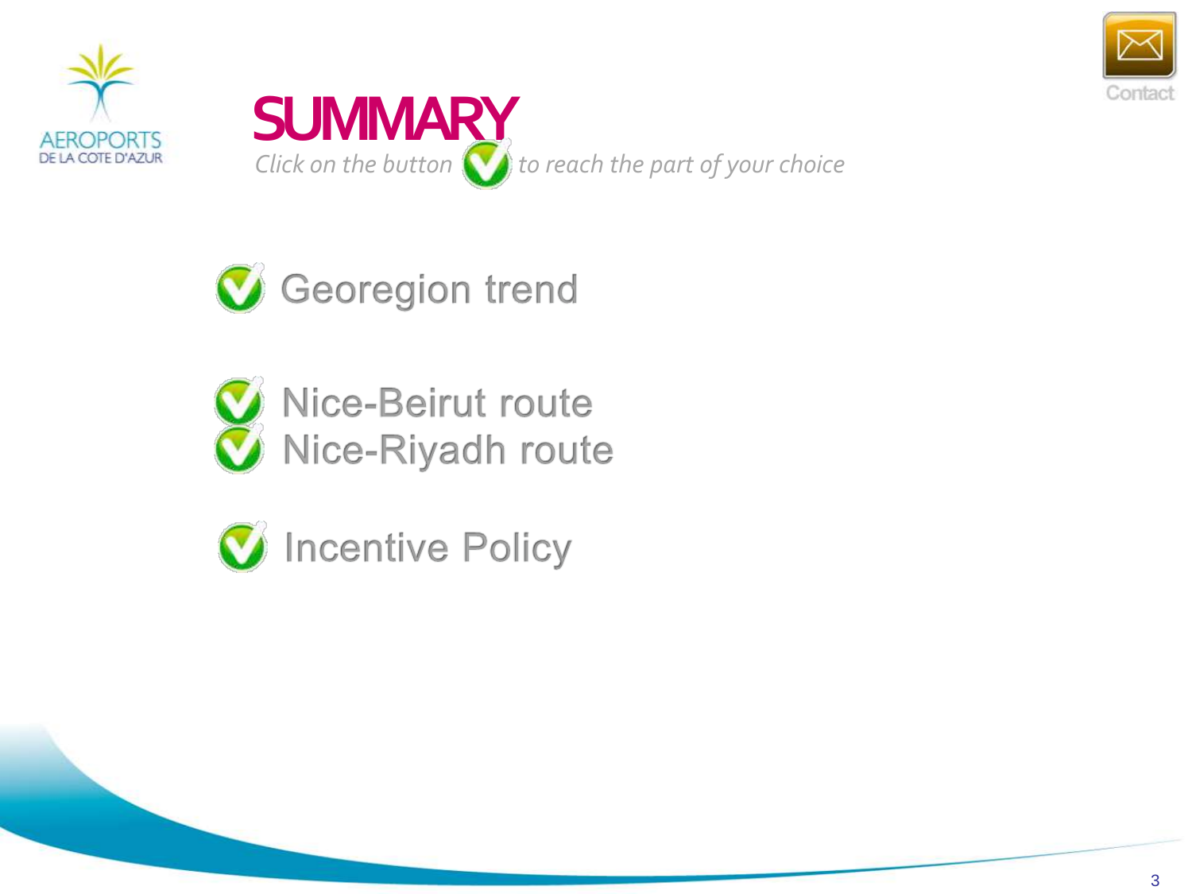# SUMMARY

*Click on the button to reach the part of your choice*

- Georegion trend
- Nice-Beirut route
- Nice-Riyadh route
- Incentive Policy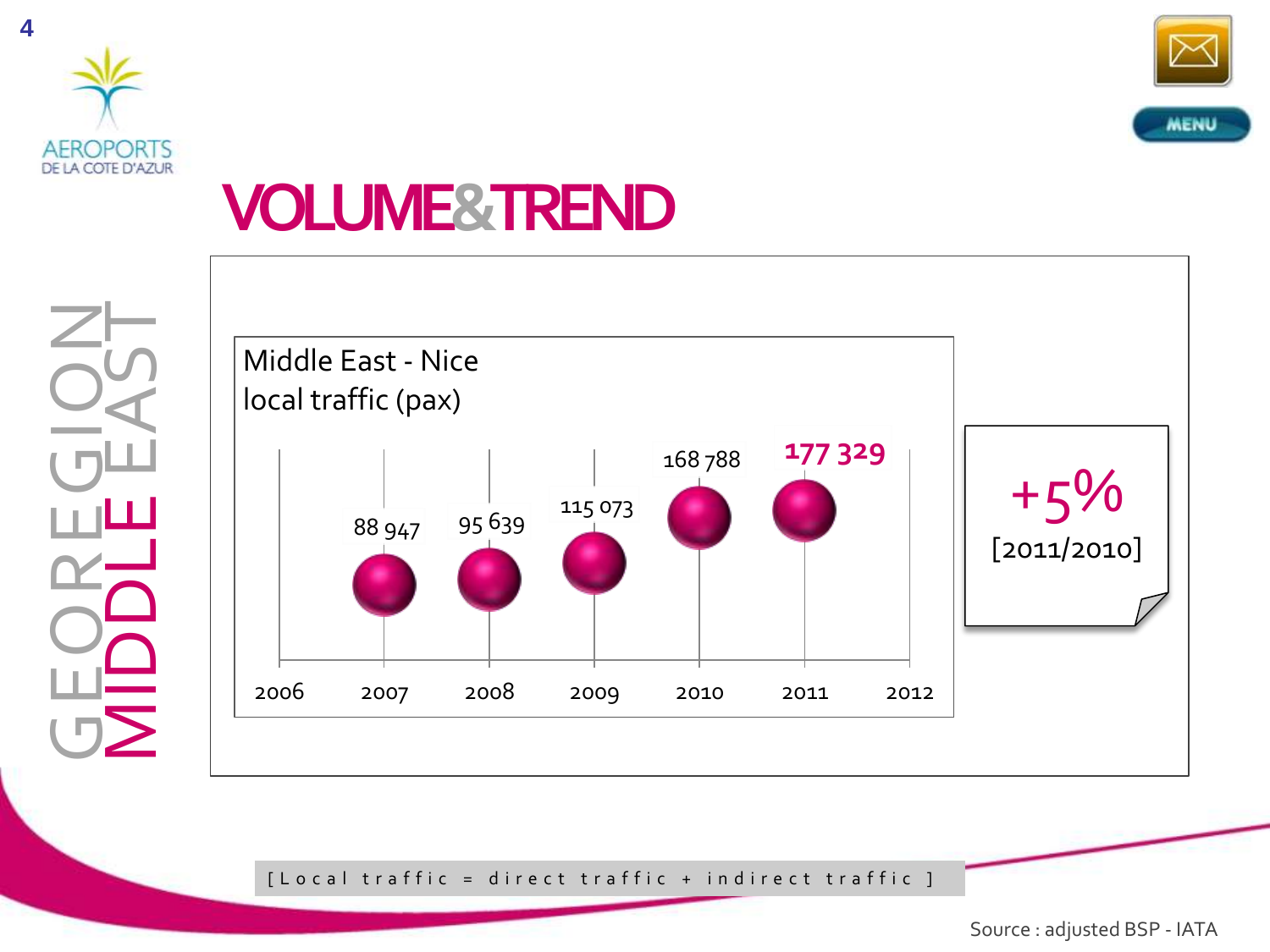AEROPORTS DE LA COTE D'AZUR

GEOREGION MIDDLE EAST

# VOLUME&TREND

**Middle East - Nice local traffic (pax)**

| Year | Local traffic (pax) |
|---|---|
| 2007 | 88 947 |
| 2008 | 95 639 |
| 2009 | 115 073 |
| 2010 | 168 788 |
| 2011 | 177 329 |

**+5%** [2011/2010]

[Local traffic = direct traffic + indirect traffic ]

Source : adjusted BSP - IATA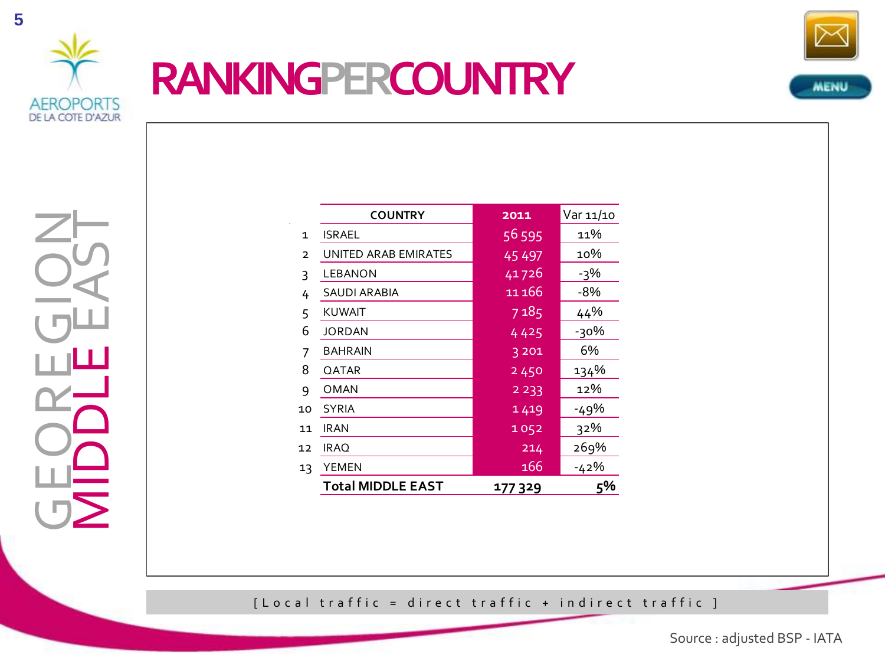# RANKING PER COUNTRY

GEOREGION
MIDDLE EAST

|  | COUNTRY | 2011 | Var 11/10 |
|---|---|---|---|
| 1 | ISRAEL | 56 595 | 11% |
| 2 | UNITED ARAB EMIRATES | 45 497 | 10% |
| 3 | LEBANON | 41 726 | -3% |
| 4 | SAUDI ARABIA | 11 166 | -8% |
| 5 | KUWAIT | 7 185 | 44% |
| 6 | JORDAN | 4 425 | -30% |
| 7 | BAHRAIN | 3 201 | 6% |
| 8 | QATAR | 2 450 | 134% |
| 9 | OMAN | 2 233 | 12% |
| 10 | SYRIA | 1 419 | -49% |
| 11 | IRAN | 1 052 | 32% |
| 12 | IRAQ | 214 | 269% |
| 13 | YEMEN | 166 | -42% |
|  | **Total MIDDLE EAST** | **177 329** | **5%** |

[ Local traffic = direct traffic + indirect traffic ]

Source : adjusted BSP - IATA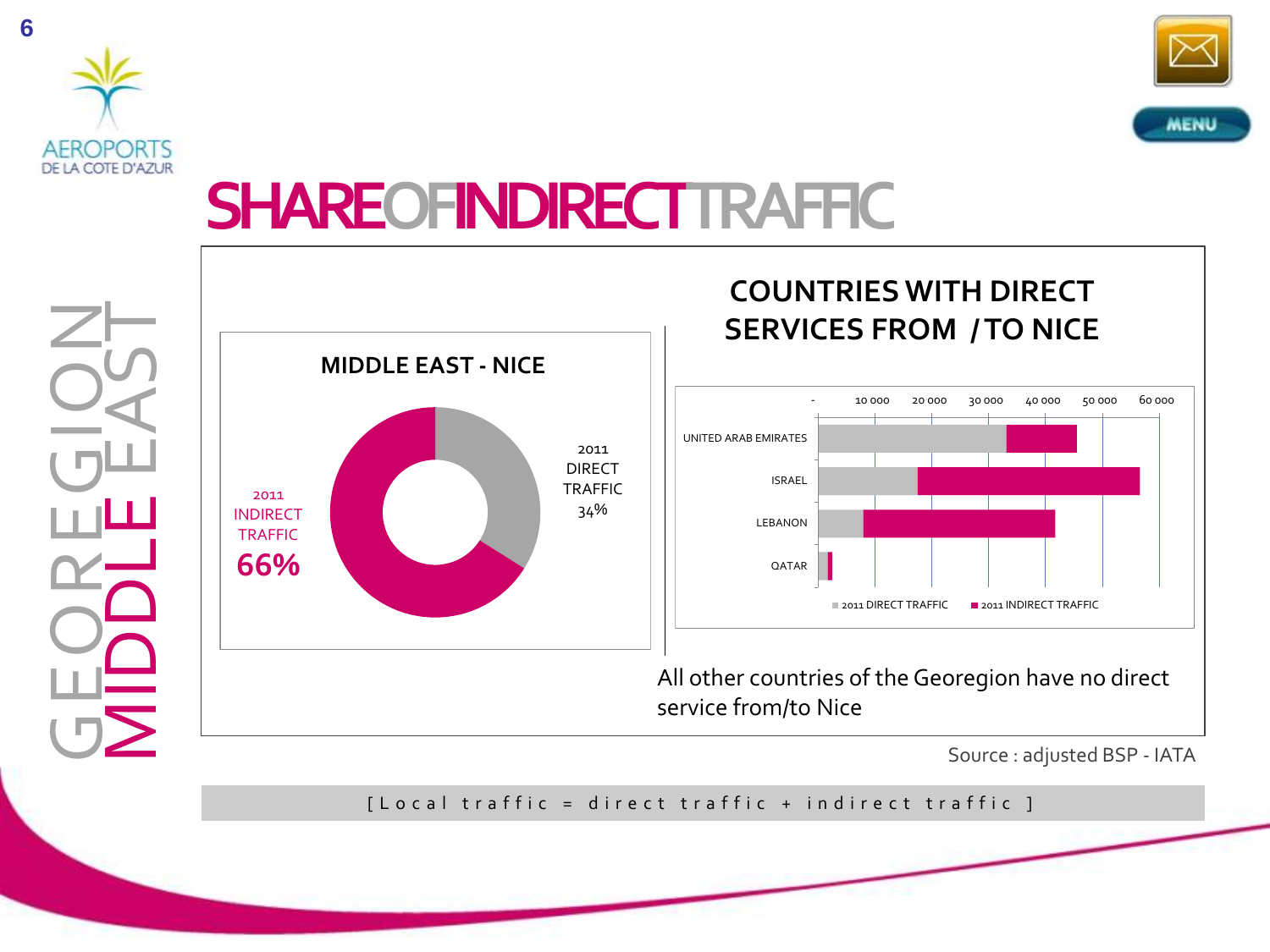# SHARE OF INDIRECT TRAFFIC

GEOREGION MIDDLE EAST

## MIDDLE EAST - NICE

2011 INDIRECT TRAFFIC **66%**

2011 DIRECT TRAFFIC 34%

## COUNTRIES WITH DIRECT SERVICES FROM / TO NICE

Countries shown: UNITED ARAB EMIRATES, ISRAEL, LEBANON, QATAR

Axis: - 10 000 20 000 30 000 40 000 50 000 60 000

Legend: 2011 DIRECT TRAFFIC, 2011 INDIRECT TRAFFIC

All other countries of the Georegion have no direct service from/to Nice

Source : adjusted BSP - IATA

[ Local traffic = direct traffic + indirect traffic ]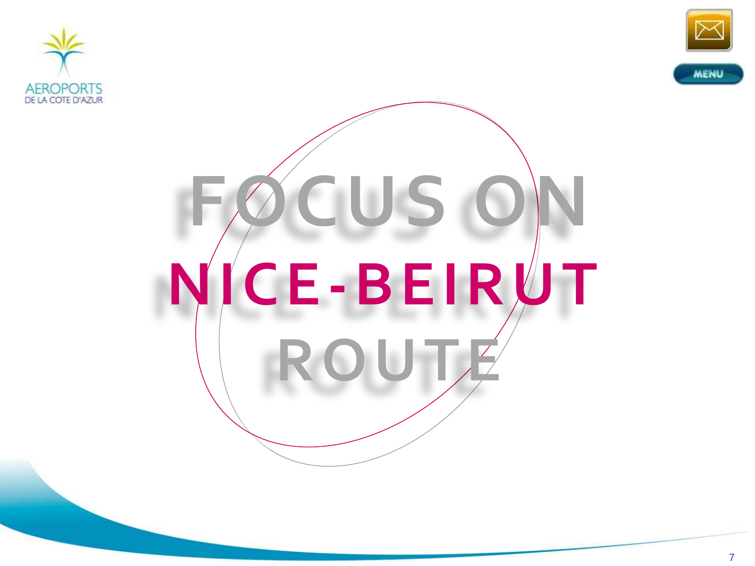# FOCUS ON NICE-BEIRUT ROUTE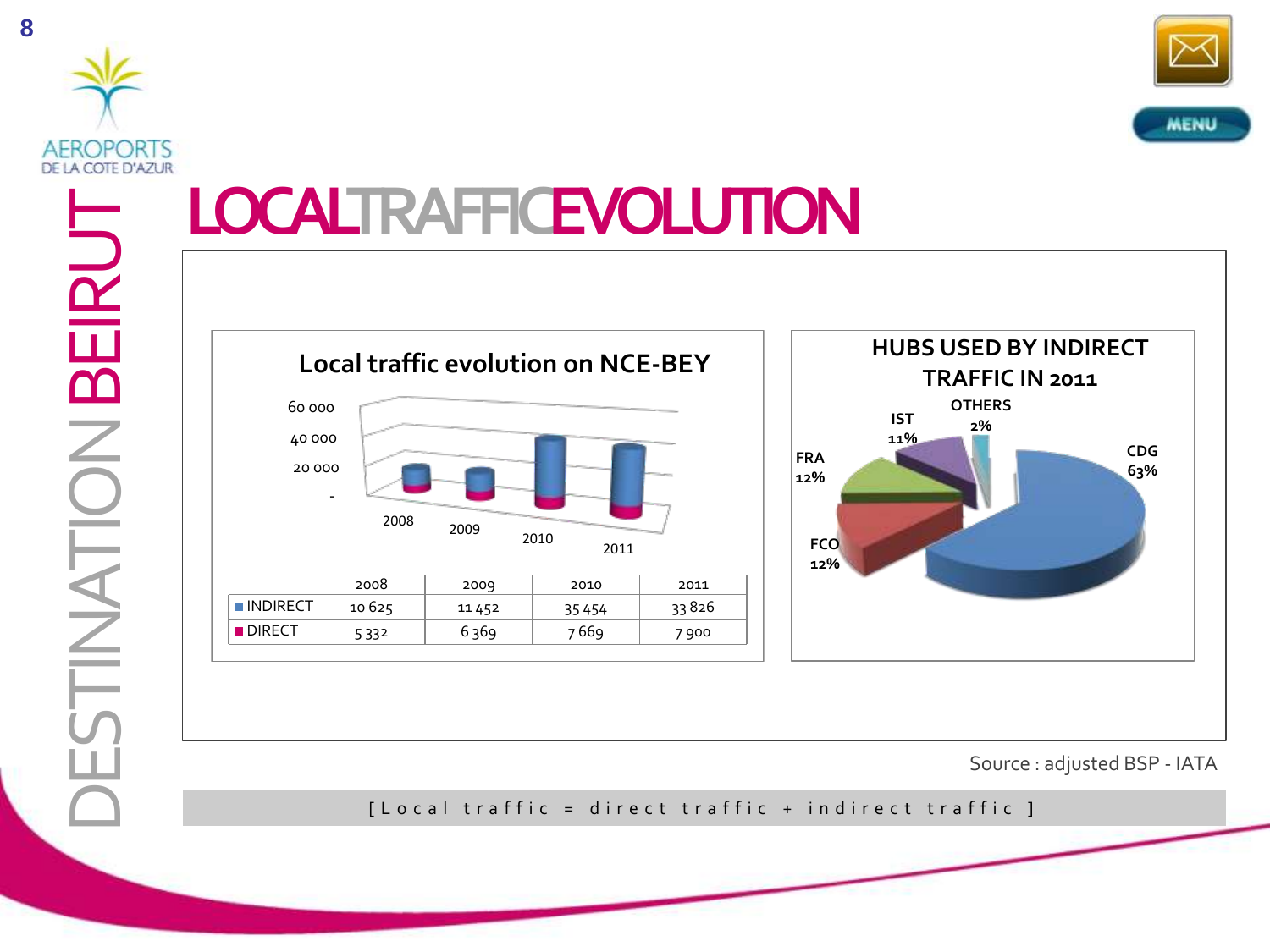DESTINATION BEIRUT

# LOCAL TRAFFIC EVOLUTION

## Local traffic evolution on NCE-BEY

|  | 2008 | 2009 | 2010 | 2011 |
|---|---|---|---|---|
| INDIRECT | 10 625 | 11 452 | 35 454 | 33 826 |
| DIRECT | 5 332 | 6 369 | 7 669 | 7 900 |

## HUBS USED BY INDIRECT TRAFFIC IN 2011

| Hub | Share |
|---|---|
| CDG | 63% |
| FCO | 12% |
| FRA | 12% |
| IST | 11% |
| OTHERS | 2% |

Source : adjusted BSP - IATA

[ Local traffic = direct traffic + indirect traffic ]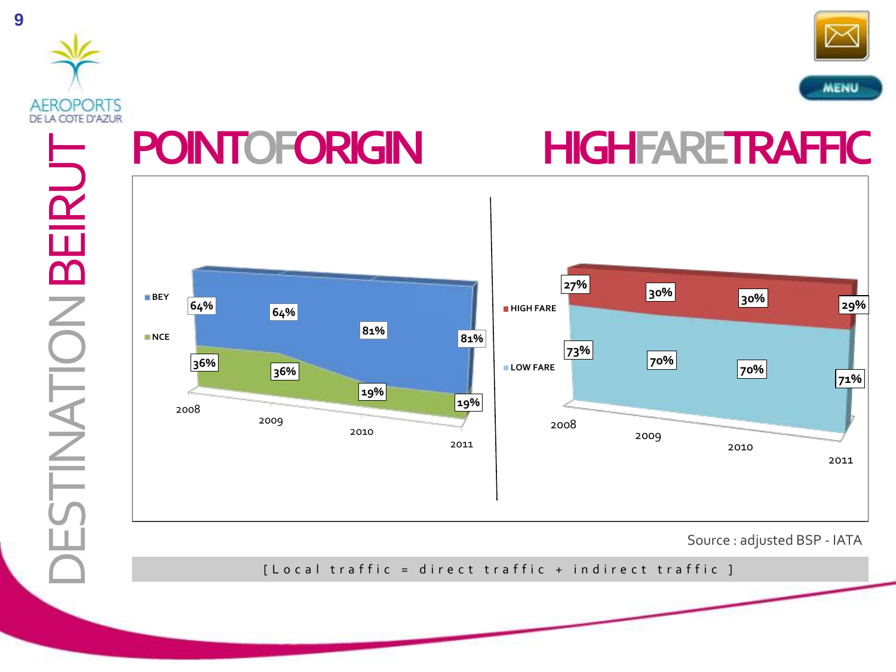# DESTINATION BEIRUT

## POINT OF ORIGIN

| | 2008 | 2009 | 2010 | 2011 |
|---|---|---|---|---|
| BEY | 64% | 64% | 81% | 81% |
| NCE | 36% | 36% | 19% | 19% |

## HIGH FARE TRAFFIC

| | 2008 | 2009 | 2010 | 2011 |
|---|---|---|---|---|
| HIGH FARE | 27% | 30% | 30% | 29% |
| LOW FARE | 73% | 70% | 70% | 71% |

Source : adjusted BSP - IATA

[ Local traffic = direct traffic + indirect traffic ]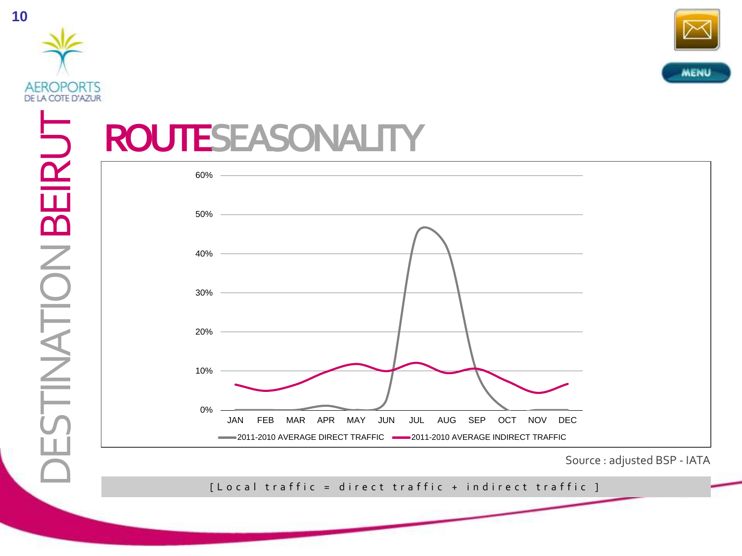# DESTINATION BEIRUT

## ROUTE SEASONALITY

Chart: 2011-2010 AVERAGE DIRECT TRAFFIC / 2011-2010 AVERAGE INDIRECT TRAFFIC (0%–60%, JAN–DEC)

Source : adjusted BSP - IATA

[ Local traffic = direct traffic + indirect traffic ]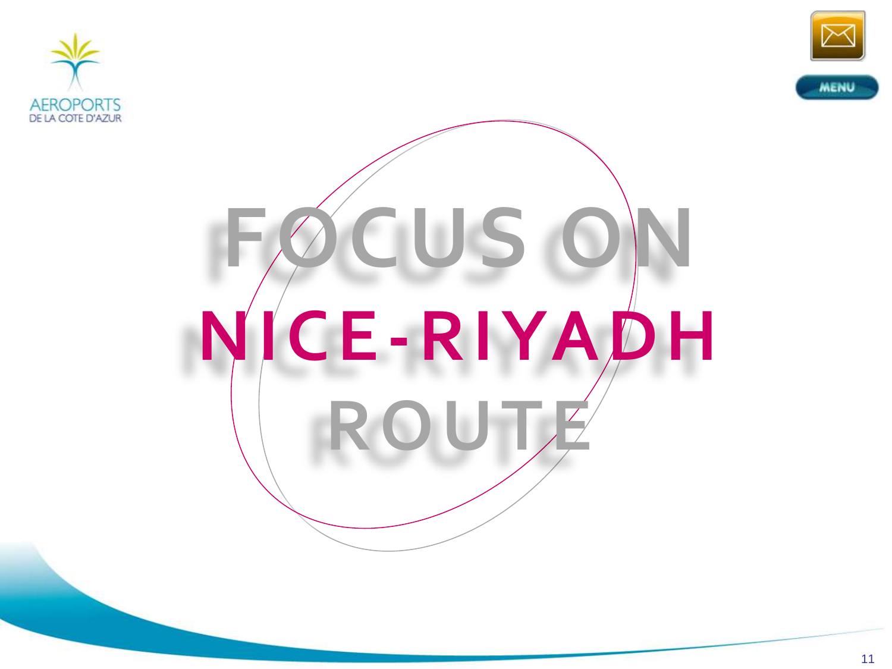# FOCUS ON NICE-RIYADH ROUTE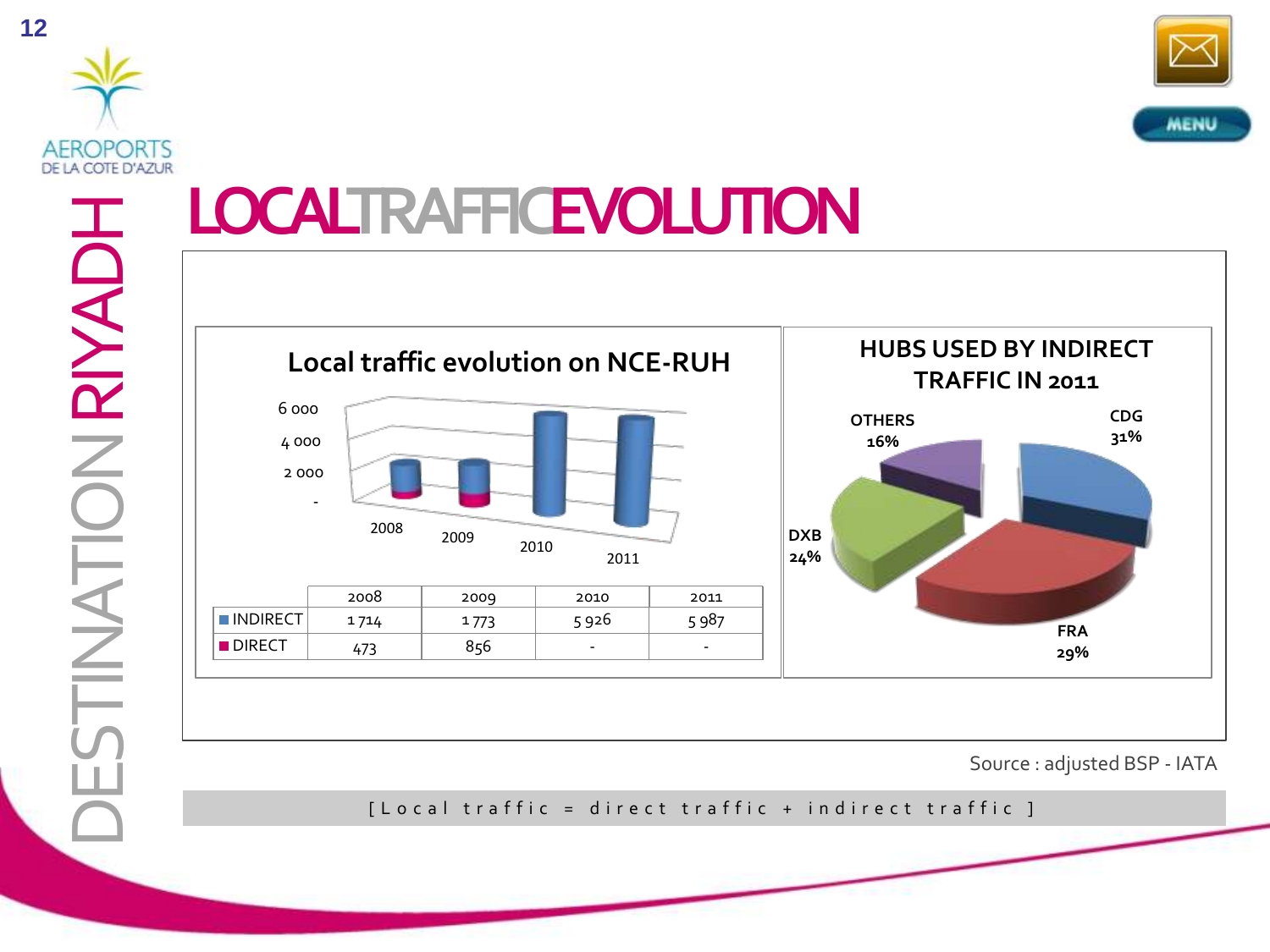# DESTINATION RIYADH

## LOCAL TRAFFIC EVOLUTION

### Local traffic evolution on NCE-RUH

| | 2008 | 2009 | 2010 | 2011 |
|---|---|---|---|---|
| INDIRECT | 1 714 | 1 773 | 5 926 | 5 987 |
| DIRECT | 473 | 856 | - | - |

### HUBS USED BY INDIRECT TRAFFIC IN 2011

- CDG 31%
- FRA 29%
- DXB 24%
- OTHERS 16%

Source : adjusted BSP - IATA

[ Local traffic = direct traffic + indirect traffic ]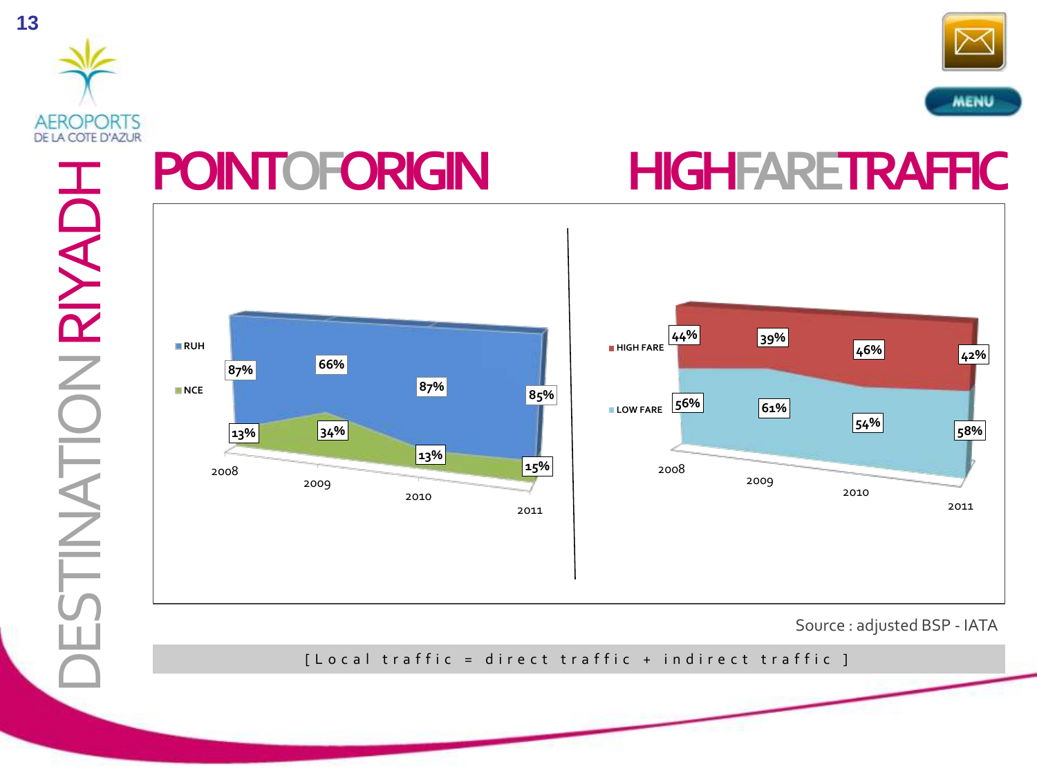# DESTINATION RIYADH

## POINT OF ORIGIN

| | 2008 | 2009 | 2010 | 2011 |
|---|---|---|---|---|
| RUH | 87% | 66% | 87% | 85% |
| NCE | 13% | 34% | 13% | 15% |

## HIGH FARE TRAFFIC

| | 2008 | 2009 | 2010 | 2011 |
|---|---|---|---|---|
| HIGH FARE | 44% | 39% | 46% | 42% |
| LOW FARE | 56% | 61% | 54% | 58% |

Source : adjusted BSP - IATA

[Local traffic = direct traffic + indirect traffic ]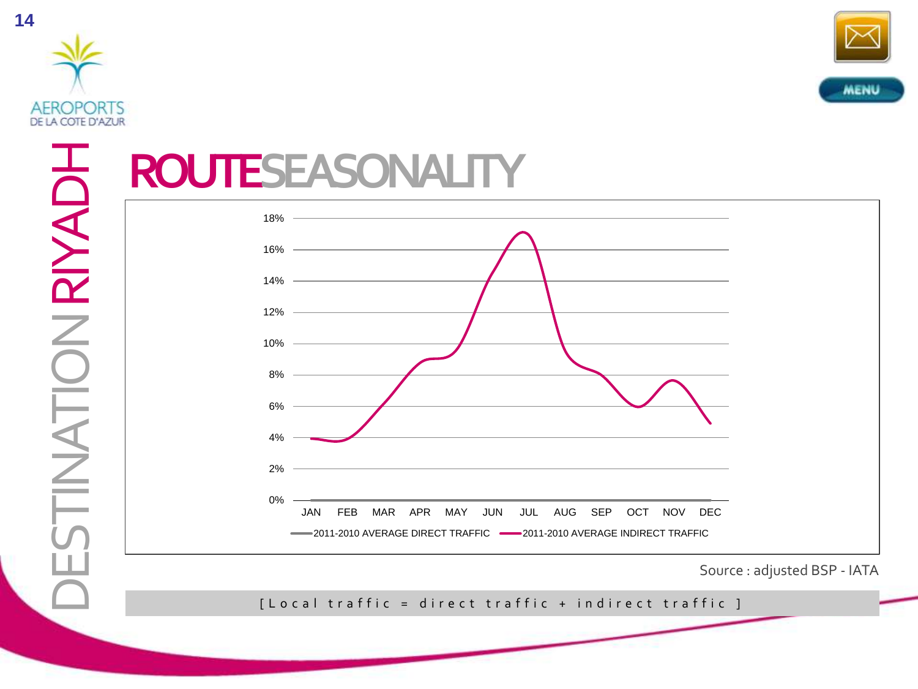# DESTINATION RIYADH

## ROUTE SEASONALITY

18%
16%
14%
12%
10%
8%
6%
4%
2%
0%

JAN FEB MAR APR MAY JUN JUL AUG SEP OCT NOV DEC

2011-2010 AVERAGE DIRECT TRAFFIC — 2011-2010 AVERAGE INDIRECT TRAFFIC

Source : adjusted BSP - IATA

[ Local traffic = direct traffic + indirect traffic ]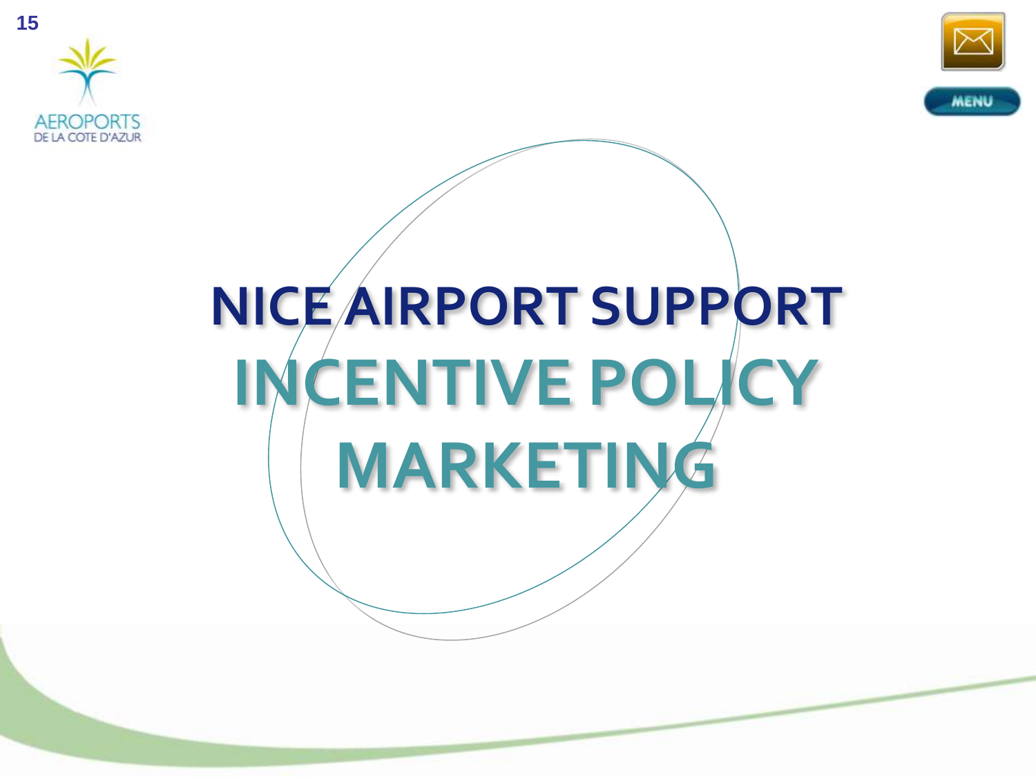# NICE AIRPORT SUPPORT

## INCENTIVE POLICY

## MARKETING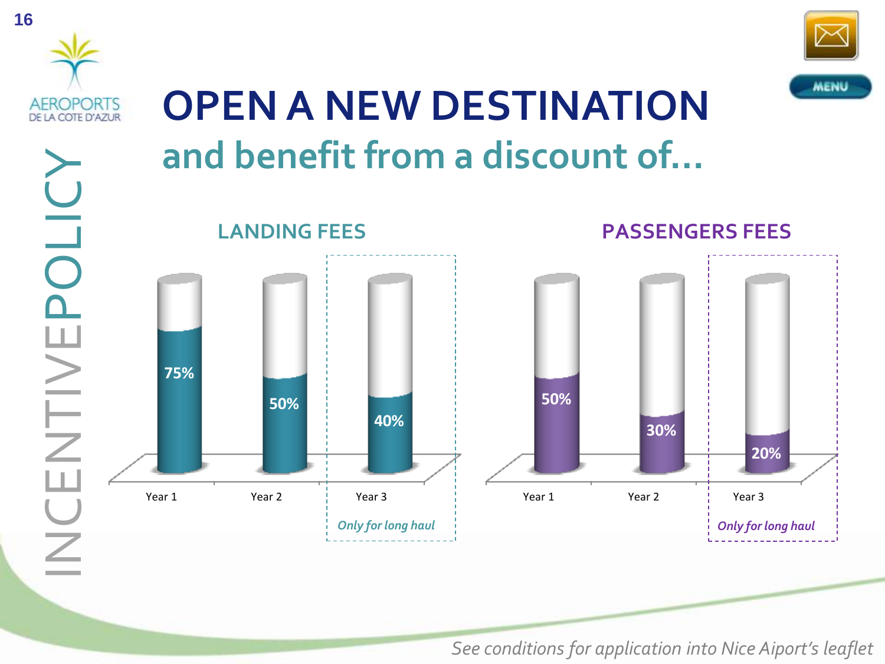INCENTIVE POLICY

# OPEN A NEW DESTINATION

## and benefit from a discount of...

### LANDING FEES

| | Year 1 | Year 2 | Year 3 |
|---|---|---|---|
| Discount | 75% | 50% | 40% |

Year 3: *Only for long haul*

### PASSENGERS FEES

| | Year 1 | Year 2 | Year 3 |
|---|---|---|---|
| Discount | 50% | 30% | 20% |

Year 3: *Only for long haul*

*See conditions for application into Nice Aiport's leaflet*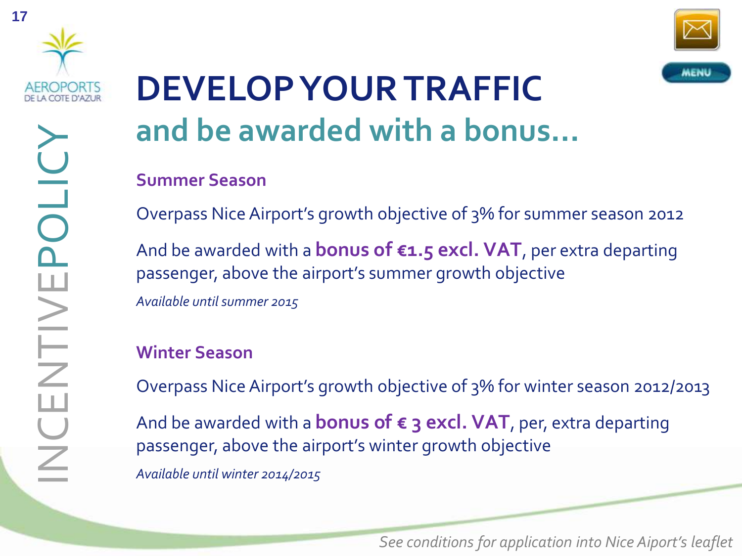# DEVELOP YOUR TRAFFIC

## and be awarded with a bonus…

INCENTIVE POLICY

### Summer Season

Overpass Nice Airport's growth objective of 3% for summer season 2012

And be awarded with a **bonus of €1.5 excl. VAT**, per extra departing passenger, above the airport's summer growth objective

*Available until summer 2015*

### Winter Season

Overpass Nice Airport's growth objective of 3% for winter season 2012/2013

And be awarded with a **bonus of € 3 excl. VAT**, per, extra departing passenger, above the airport's winter growth objective

*Available until winter 2014/2015*

*See conditions for application into Nice Aiport's leaflet*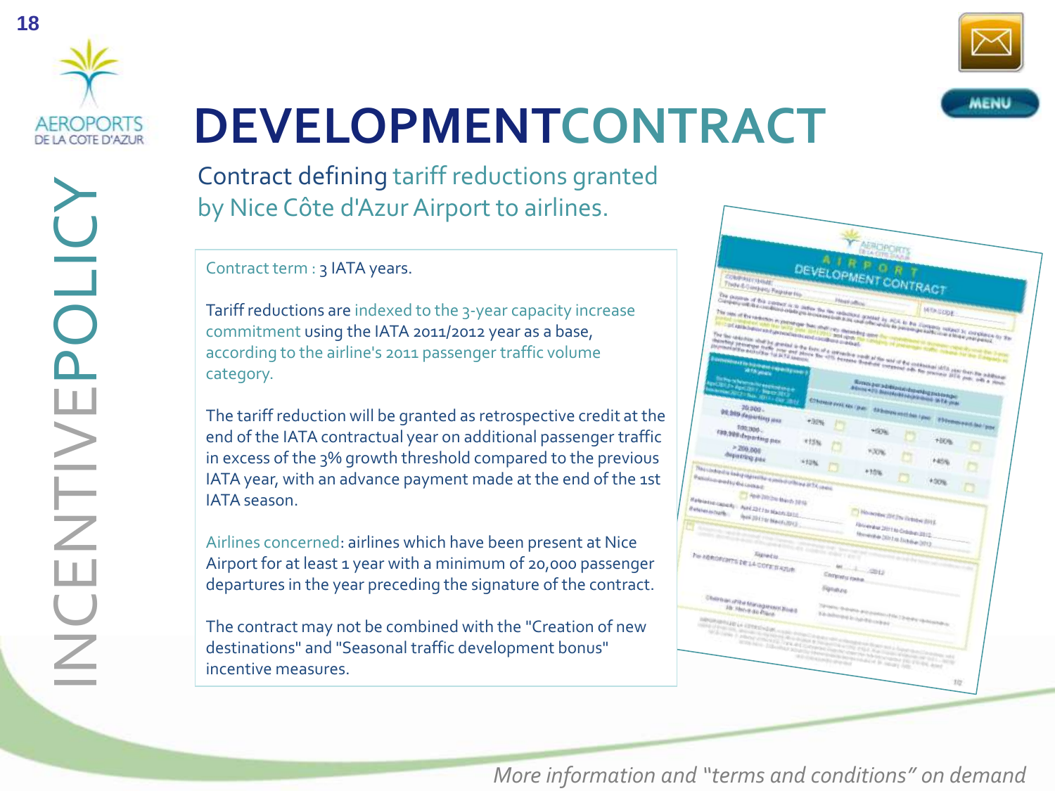INCENTIVE POLICY

# DEVELOPMENT CONTRACT

Contract defining tariff reductions granted by Nice Côte d'Azur Airport to airlines.

Contract term : 3 IATA years.

Tariff reductions are indexed to the 3-year capacity increase commitment using the IATA 2011/2012 year as a base, according to the airline's 2011 passenger traffic volume category.

The tariff reduction will be granted as retrospective credit at the end of the IATA contractual year on additional passenger traffic in excess of the 3% growth threshold compared to the previous IATA year, with an advance payment made at the end of the 1st IATA season.

Airlines concerned: airlines which have been present at Nice Airport for at least 1 year with a minimum of 20,000 passenger departures in the year preceding the signature of the contract.

The contract may not be combined with the "Creation of new destinations" and "Seasonal traffic development bonus" incentive measures.

*More information and "terms and conditions" on demand*